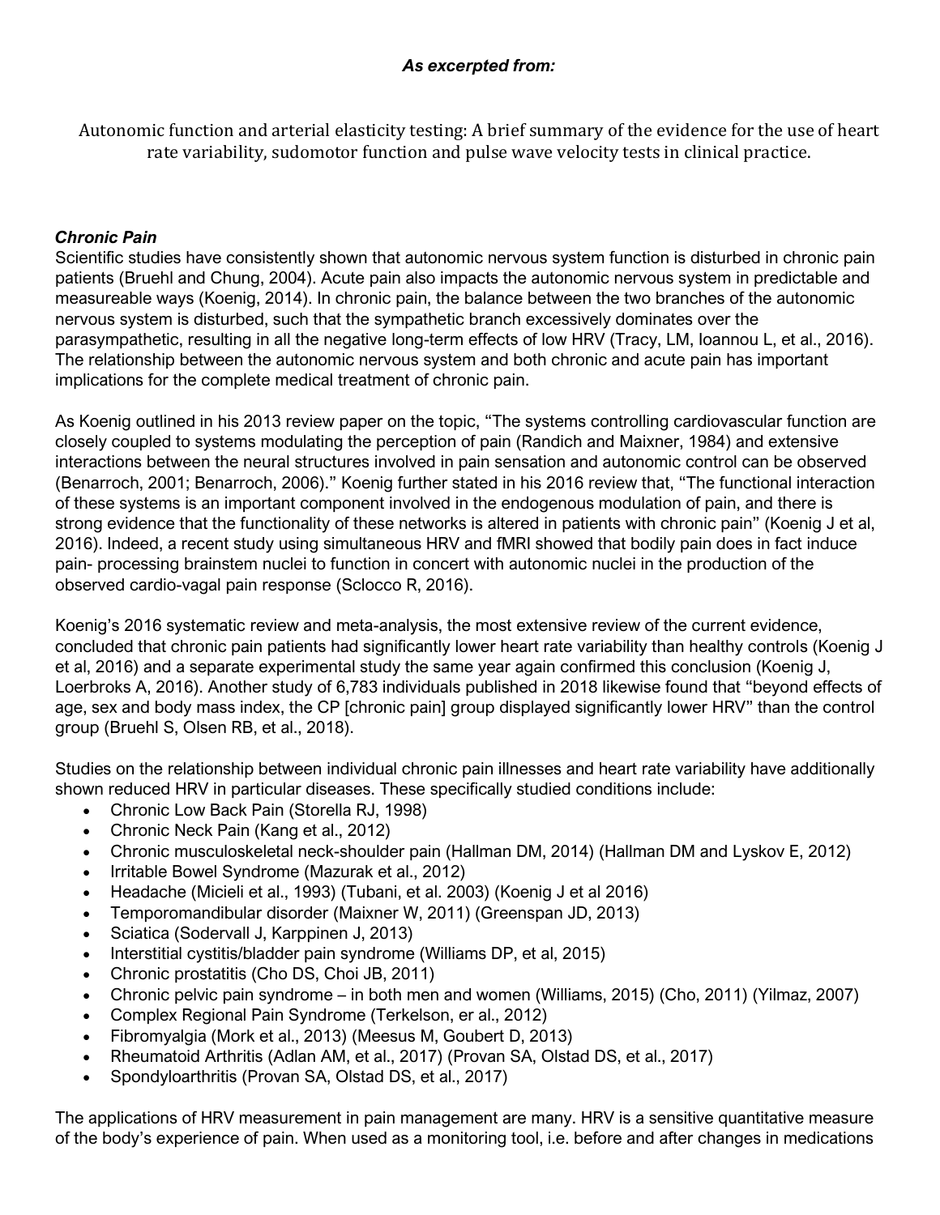***As excerpted from:***

Autonomic function and arterial elasticity testing: A brief summary of the evidence for the use of heart rate variability, sudomotor function and pulse wave velocity tests in clinical practice.

### *Chronic Pain*

Scientific studies have consistently shown that autonomic nervous system function is disturbed in chronic pain patients (Bruehl and Chung, 2004). Acute pain also impacts the autonomic nervous system in predictable and measureable ways (Koenig, 2014). In chronic pain, the balance between the two branches of the autonomic nervous system is disturbed, such that the sympathetic branch excessively dominates over the parasympathetic, resulting in all the negative long-term effects of low HRV (Tracy, LM, Ioannou L, et al., 2016). The relationship between the autonomic nervous system and both chronic and acute pain has important implications for the complete medical treatment of chronic pain.

As Koenig outlined in his 2013 review paper on the topic, "The systems controlling cardiovascular function are closely coupled to systems modulating the perception of pain (Randich and Maixner, 1984) and extensive interactions between the neural structures involved in pain sensation and autonomic control can be observed (Benarroch, 2001; Benarroch, 2006)." Koenig further stated in his 2016 review that, "The functional interaction of these systems is an important component involved in the endogenous modulation of pain, and there is strong evidence that the functionality of these networks is altered in patients with chronic pain" (Koenig J et al, 2016). Indeed, a recent study using simultaneous HRV and fMRI showed that bodily pain does in fact induce pain- processing brainstem nuclei to function in concert with autonomic nuclei in the production of the observed cardio-vagal pain response (Sclocco R, 2016).

Koenig's 2016 systematic review and meta-analysis, the most extensive review of the current evidence, concluded that chronic pain patients had significantly lower heart rate variability than healthy controls (Koenig J et al, 2016) and a separate experimental study the same year again confirmed this conclusion (Koenig J, Loerbroks A, 2016). Another study of 6,783 individuals published in 2018 likewise found that "beyond effects of age, sex and body mass index, the CP [chronic pain] group displayed significantly lower HRV" than the control group (Bruehl S, Olsen RB, et al., 2018).

Studies on the relationship between individual chronic pain illnesses and heart rate variability have additionally shown reduced HRV in particular diseases. These specifically studied conditions include:

- Chronic Low Back Pain (Storella RJ, 1998)
- Chronic Neck Pain (Kang et al., 2012)
- Chronic musculoskeletal neck-shoulder pain (Hallman DM, 2014) (Hallman DM and Lyskov E, 2012)
- Irritable Bowel Syndrome (Mazurak et al., 2012)
- Headache (Micieli et al., 1993) (Tubani, et al. 2003) (Koenig J et al 2016)
- Temporomandibular disorder (Maixner W, 2011) (Greenspan JD, 2013)
- Sciatica (Sodervall J, Karppinen J, 2013)
- Interstitial cystitis/bladder pain syndrome (Williams DP, et al, 2015)
- Chronic prostatitis (Cho DS, Choi JB, 2011)
- Chronic pelvic pain syndrome – in both men and women (Williams, 2015) (Cho, 2011) (Yilmaz, 2007)
- Complex Regional Pain Syndrome (Terkelson, er al., 2012)
- Fibromyalgia (Mork et al., 2013) (Meesus M, Goubert D, 2013)
- Rheumatoid Arthritis (Adlan AM, et al., 2017) (Provan SA, Olstad DS, et al., 2017)
- Spondyloarthritis (Provan SA, Olstad DS, et al., 2017)

The applications of HRV measurement in pain management are many. HRV is a sensitive quantitative measure of the body's experience of pain. When used as a monitoring tool, i.e. before and after changes in medications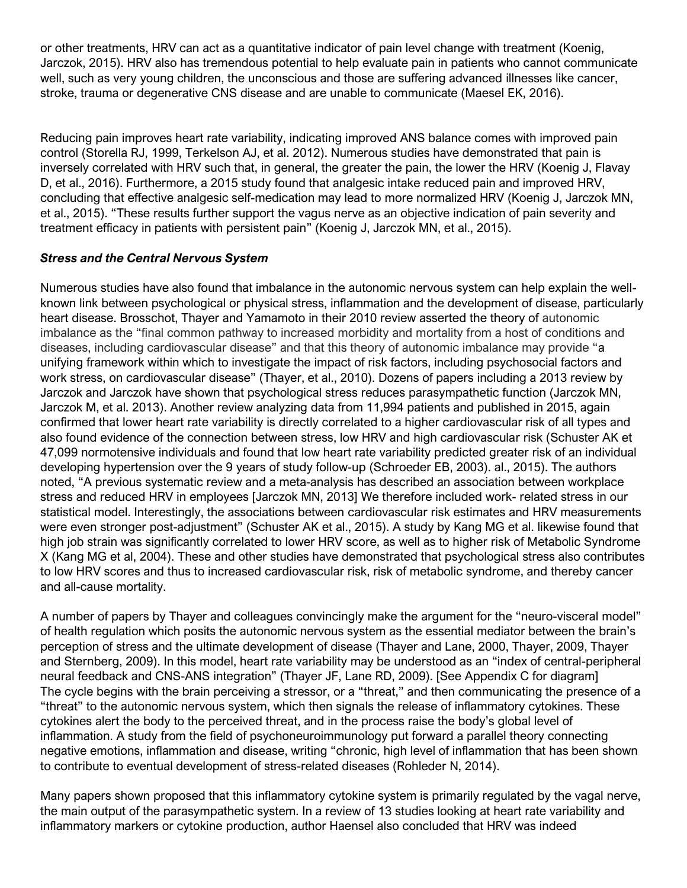or other treatments, HRV can act as a quantitative indicator of pain level change with treatment (Koenig, Jarczok, 2015). HRV also has tremendous potential to help evaluate pain in patients who cannot communicate well, such as very young children, the unconscious and those are suffering advanced illnesses like cancer, stroke, trauma or degenerative CNS disease and are unable to communicate (Maesel EK, 2016).

Reducing pain improves heart rate variability, indicating improved ANS balance comes with improved pain control (Storella RJ, 1999, Terkelson AJ, et al. 2012). Numerous studies have demonstrated that pain is inversely correlated with HRV such that, in general, the greater the pain, the lower the HRV (Koenig J, Flavay D, et al., 2016). Furthermore, a 2015 study found that analgesic intake reduced pain and improved HRV, concluding that effective analgesic self-medication may lead to more normalized HRV (Koenig J, Jarczok MN, et al., 2015). "These results further support the vagus nerve as an objective indication of pain severity and treatment efficacy in patients with persistent pain" (Koenig J, Jarczok MN, et al., 2015).

### *Stress and the Central Nervous System*

Numerous studies have also found that imbalance in the autonomic nervous system can help explain the well-known link between psychological or physical stress, inflammation and the development of disease, particularly heart disease. Brosschot, Thayer and Yamamoto in their 2010 review asserted the theory of autonomic imbalance as the "final common pathway to increased morbidity and mortality from a host of conditions and diseases, including cardiovascular disease" and that this theory of autonomic imbalance may provide "a unifying framework within which to investigate the impact of risk factors, including psychosocial factors and work stress, on cardiovascular disease" (Thayer, et al., 2010). Dozens of papers including a 2013 review by Jarczok and Jarczok have shown that psychological stress reduces parasympathetic function (Jarczok MN, Jarczok M, et al. 2013). Another review analyzing data from 11,994 patients and published in 2015, again confirmed that lower heart rate variability is directly correlated to a higher cardiovascular risk of all types and also found evidence of the connection between stress, low HRV and high cardiovascular risk (Schuster AK et 47,099 normotensive individuals and found that low heart rate variability predicted greater risk of an individual developing hypertension over the 9 years of study follow-up (Schroeder EB, 2003). al., 2015). The authors noted, "A previous systematic review and a meta-analysis has described an association between workplace stress and reduced HRV in employees [Jarczok MN, 2013] We therefore included work- related stress in our statistical model. Interestingly, the associations between cardiovascular risk estimates and HRV measurements were even stronger post-adjustment" (Schuster AK et al., 2015). A study by Kang MG et al. likewise found that high job strain was significantly correlated to lower HRV score, as well as to higher risk of Metabolic Syndrome X (Kang MG et al, 2004). These and other studies have demonstrated that psychological stress also contributes to low HRV scores and thus to increased cardiovascular risk, risk of metabolic syndrome, and thereby cancer and all-cause mortality.

A number of papers by Thayer and colleagues convincingly make the argument for the "neuro-visceral model" of health regulation which posits the autonomic nervous system as the essential mediator between the brain's perception of stress and the ultimate development of disease (Thayer and Lane, 2000, Thayer, 2009, Thayer and Sternberg, 2009). In this model, heart rate variability may be understood as an "index of central-peripheral neural feedback and CNS-ANS integration" (Thayer JF, Lane RD, 2009). [See Appendix C for diagram] The cycle begins with the brain perceiving a stressor, or a "threat," and then communicating the presence of a "threat" to the autonomic nervous system, which then signals the release of inflammatory cytokines. These cytokines alert the body to the perceived threat, and in the process raise the body's global level of inflammation. A study from the field of psychoneuroimmunology put forward a parallel theory connecting negative emotions, inflammation and disease, writing "chronic, high level of inflammation that has been shown to contribute to eventual development of stress-related diseases (Rohleder N, 2014).

Many papers shown proposed that this inflammatory cytokine system is primarily regulated by the vagal nerve, the main output of the parasympathetic system. In a review of 13 studies looking at heart rate variability and inflammatory markers or cytokine production, author Haensel also concluded that HRV was indeed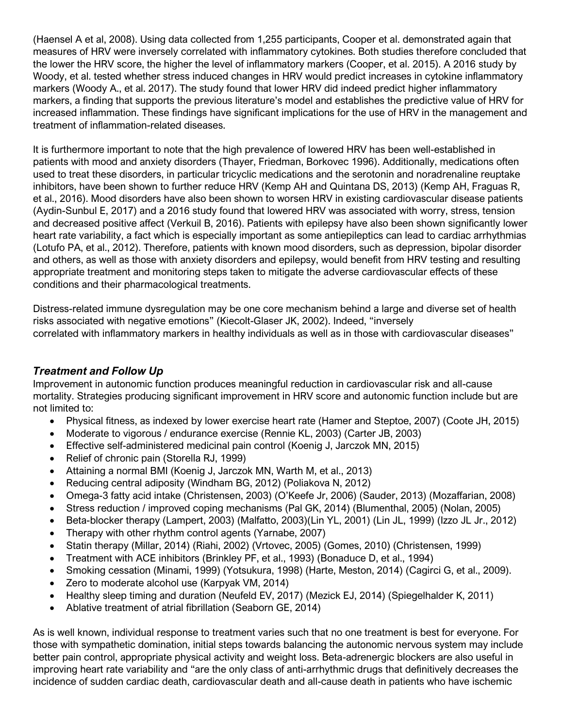(Haensel A et al, 2008). Using data collected from 1,255 participants, Cooper et al. demonstrated again that measures of HRV were inversely correlated with inflammatory cytokines. Both studies therefore concluded that the lower the HRV score, the higher the level of inflammatory markers (Cooper, et al. 2015). A 2016 study by Woody, et al. tested whether stress induced changes in HRV would predict increases in cytokine inflammatory markers (Woody A., et al. 2017). The study found that lower HRV did indeed predict higher inflammatory markers, a finding that supports the previous literature's model and establishes the predictive value of HRV for increased inflammation. These findings have significant implications for the use of HRV in the management and treatment of inflammation-related diseases.

It is furthermore important to note that the high prevalence of lowered HRV has been well-established in patients with mood and anxiety disorders (Thayer, Friedman, Borkovec 1996). Additionally, medications often used to treat these disorders, in particular tricyclic medications and the serotonin and noradrenaline reuptake inhibitors, have been shown to further reduce HRV (Kemp AH and Quintana DS, 2013) (Kemp AH, Fraguas R, et al., 2016). Mood disorders have also been shown to worsen HRV in existing cardiovascular disease patients (Aydin-Sunbul E, 2017) and a 2016 study found that lowered HRV was associated with worry, stress, tension and decreased positive affect (Verkuil B, 2016). Patients with epilepsy have also been shown significantly lower heart rate variability, a fact which is especially important as some antiepileptics can lead to cardiac arrhythmias (Lotufo PA, et al., 2012). Therefore, patients with known mood disorders, such as depression, bipolar disorder and others, as well as those with anxiety disorders and epilepsy, would benefit from HRV testing and resulting appropriate treatment and monitoring steps taken to mitigate the adverse cardiovascular effects of these conditions and their pharmacological treatments.

Distress-related immune dysregulation may be one core mechanism behind a large and diverse set of health risks associated with negative emotions" (Kiecolt-Glaser JK, 2002). Indeed, "inversely correlated with inflammatory markers in healthy individuals as well as in those with cardiovascular diseases"

### *Treatment and Follow Up*

Improvement in autonomic function produces meaningful reduction in cardiovascular risk and all-cause mortality. Strategies producing significant improvement in HRV score and autonomic function include but are not limited to:

- Physical fitness, as indexed by lower exercise heart rate (Hamer and Steptoe, 2007) (Coote JH, 2015)
- Moderate to vigorous / endurance exercise (Rennie KL, 2003) (Carter JB, 2003)
- Effective self-administered medicinal pain control (Koenig J, Jarczok MN, 2015)
- Relief of chronic pain (Storella RJ, 1999)
- Attaining a normal BMI (Koenig J, Jarczok MN, Warth M, et al., 2013)
- Reducing central adiposity (Windham BG, 2012) (Poliakova N, 2012)
- Omega-3 fatty acid intake (Christensen, 2003) (O'Keefe Jr, 2006) (Sauder, 2013) (Mozaffarian, 2008)
- Stress reduction / improved coping mechanisms (Pal GK, 2014) (Blumenthal, 2005) (Nolan, 2005)
- Beta-blocker therapy (Lampert, 2003) (Malfatto, 2003)(Lin YL, 2001) (Lin JL, 1999) (Izzo JL Jr., 2012)
- Therapy with other rhythm control agents (Yarnabe, 2007)
- Statin therapy (Millar, 2014) (Riahi, 2002) (Vrtovec, 2005) (Gomes, 2010) (Christensen, 1999)
- Treatment with ACE inhibitors (Brinkley PF, et al., 1993) (Bonaduce D, et al., 1994)
- Smoking cessation (Minami, 1999) (Yotsukura, 1998) (Harte, Meston, 2014) (Cagirci G, et al., 2009).
- Zero to moderate alcohol use (Karpyak VM, 2014)
- Healthy sleep timing and duration (Neufeld EV, 2017) (Mezick EJ, 2014) (Spiegelhalder K, 2011)
- Ablative treatment of atrial fibrillation (Seaborn GE, 2014)

As is well known, individual response to treatment varies such that no one treatment is best for everyone. For those with sympathetic domination, initial steps towards balancing the autonomic nervous system may include better pain control, appropriate physical activity and weight loss. Beta-adrenergic blockers are also useful in improving heart rate variability and "are the only class of anti-arrhythmic drugs that definitively decreases the incidence of sudden cardiac death, cardiovascular death and all-cause death in patients who have ischemic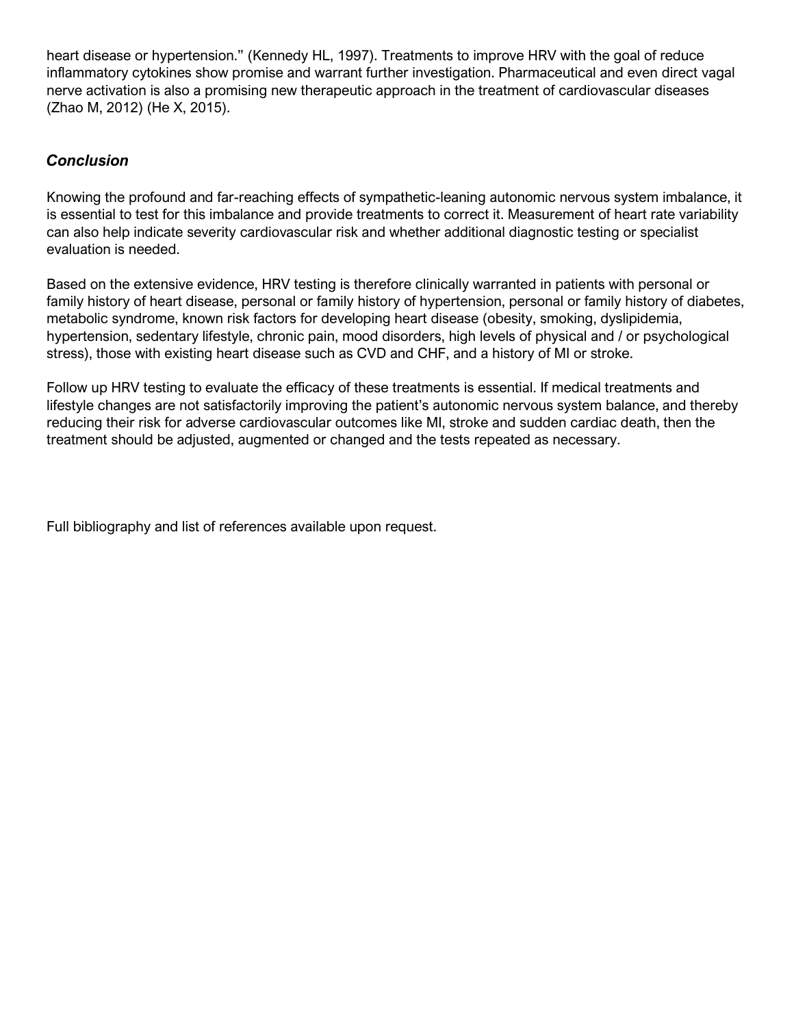heart disease or hypertension." (Kennedy HL, 1997). Treatments to improve HRV with the goal of reduce inflammatory cytokines show promise and warrant further investigation. Pharmaceutical and even direct vagal nerve activation is also a promising new therapeutic approach in the treatment of cardiovascular diseases (Zhao M, 2012) (He X, 2015).

## *Conclusion*

Knowing the profound and far-reaching effects of sympathetic-leaning autonomic nervous system imbalance, it is essential to test for this imbalance and provide treatments to correct it. Measurement of heart rate variability can also help indicate severity cardiovascular risk and whether additional diagnostic testing or specialist evaluation is needed.

Based on the extensive evidence, HRV testing is therefore clinically warranted in patients with personal or family history of heart disease, personal or family history of hypertension, personal or family history of diabetes, metabolic syndrome, known risk factors for developing heart disease (obesity, smoking, dyslipidemia, hypertension, sedentary lifestyle, chronic pain, mood disorders, high levels of physical and / or psychological stress), those with existing heart disease such as CVD and CHF, and a history of MI or stroke.

Follow up HRV testing to evaluate the efficacy of these treatments is essential. If medical treatments and lifestyle changes are not satisfactorily improving the patient's autonomic nervous system balance, and thereby reducing their risk for adverse cardiovascular outcomes like MI, stroke and sudden cardiac death, then the treatment should be adjusted, augmented or changed and the tests repeated as necessary.

Full bibliography and list of references available upon request.